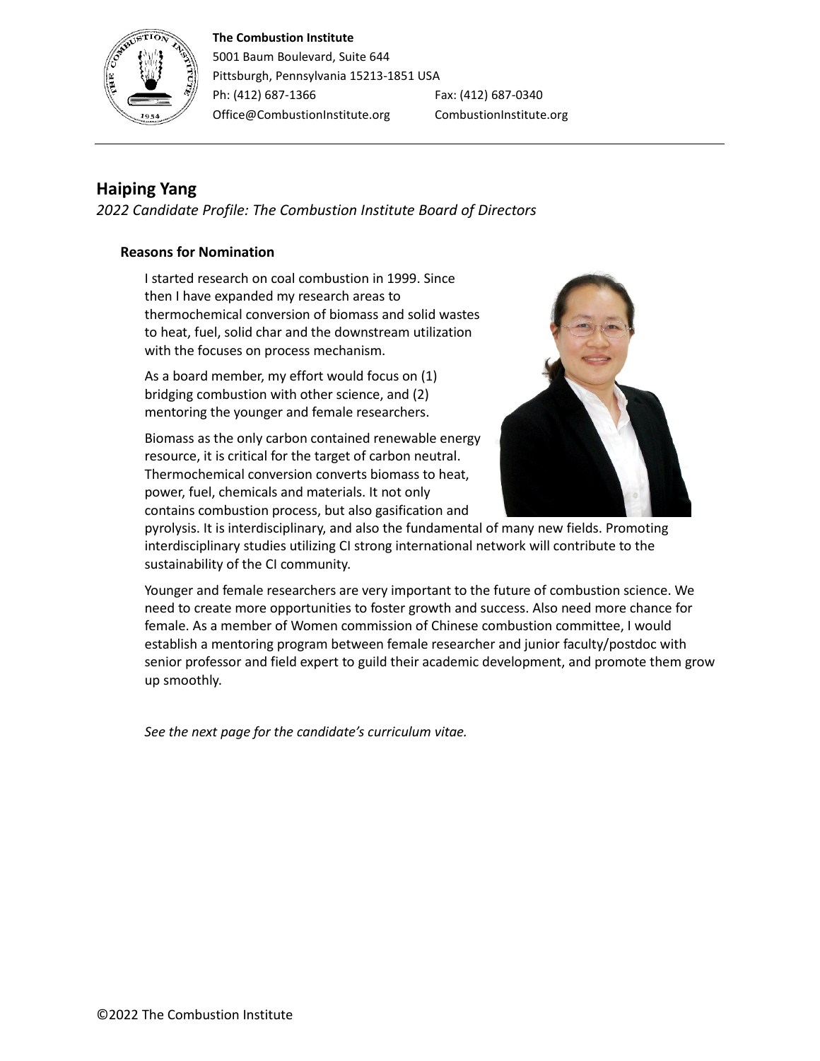**The Combustion Institute**
5001 Baum Boulevard, Suite 644
Pittsburgh, Pennsylvania 15213-1851 USA
Ph: (412) 687-1366 Fax: (412) 687-0340
Office@CombustionInstitute.org CombustionInstitute.org

# Haiping Yang

*2022 Candidate Profile: The Combustion Institute Board of Directors*

## Reasons for Nomination

I started research on coal combustion in 1999. Since then I have expanded my research areas to thermochemical conversion of biomass and solid wastes to heat, fuel, solid char and the downstream utilization with the focuses on process mechanism.

As a board member, my effort would focus on (1) bridging combustion with other science, and (2) mentoring the younger and female researchers.

Biomass as the only carbon contained renewable energy resource, it is critical for the target of carbon neutral. Thermochemical conversion converts biomass to heat, power, fuel, chemicals and materials. It not only contains combustion process, but also gasification and pyrolysis. It is interdisciplinary, and also the fundamental of many new fields. Promoting interdisciplinary studies utilizing CI strong international network will contribute to the sustainability of the CI community.

Younger and female researchers are very important to the future of combustion science. We need to create more opportunities to foster growth and success. Also need more chance for female. As a member of Women commission of Chinese combustion committee, I would establish a mentoring program between female researcher and junior faculty/postdoc with senior professor and field expert to guild their academic development, and promote them grow up smoothly.

*See the next page for the candidate's curriculum vitae.*

©2022 The Combustion Institute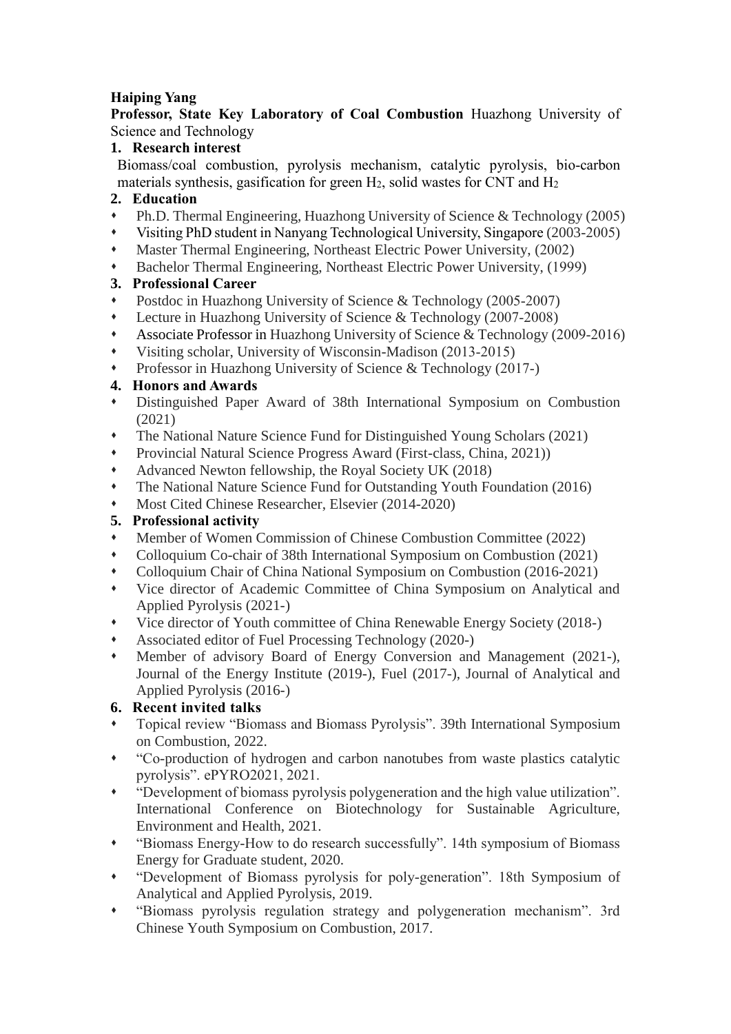**Haiping Yang**

**Professor, State Key Laboratory of Coal Combustion** Huazhong University of Science and Technology

## 1. Research interest

Biomass/coal combustion, pyrolysis mechanism, catalytic pyrolysis, bio-carbon materials synthesis, gasification for green $H_2$, solid wastes for CNT and $H_2$

## 2. Education

- Ph.D. Thermal Engineering, Huazhong University of Science & Technology (2005)
- Visiting PhD student in Nanyang Technological University, Singapore (2003-2005)
- Master Thermal Engineering, Northeast Electric Power University, (2002)
- Bachelor Thermal Engineering, Northeast Electric Power University, (1999)

## 3. Professional Career

- Postdoc in Huazhong University of Science & Technology (2005-2007)
- Lecture in Huazhong University of Science & Technology (2007-2008)
- Associate Professor in Huazhong University of Science & Technology (2009-2016)
- Visiting scholar, University of Wisconsin-Madison (2013-2015)
- Professor in Huazhong University of Science & Technology (2017-)

## 4. Honors and Awards

- Distinguished Paper Award of 38th International Symposium on Combustion (2021)
- The National Nature Science Fund for Distinguished Young Scholars (2021)
- Provincial Natural Science Progress Award (First-class, China, 2021))
- Advanced Newton fellowship, the Royal Society UK (2018)
- The National Nature Science Fund for Outstanding Youth Foundation (2016)
- Most Cited Chinese Researcher, Elsevier (2014-2020)

## 5. Professional activity

- Member of Women Commission of Chinese Combustion Committee (2022)
- Colloquium Co-chair of 38th International Symposium on Combustion (2021)
- Colloquium Chair of China National Symposium on Combustion (2016-2021)
- Vice director of Academic Committee of China Symposium on Analytical and Applied Pyrolysis (2021-)
- Vice director of Youth committee of China Renewable Energy Society (2018-)
- Associated editor of Fuel Processing Technology (2020-)
- Member of advisory Board of Energy Conversion and Management (2021-), Journal of the Energy Institute (2019-), Fuel (2017-), Journal of Analytical and Applied Pyrolysis (2016-)

## 6. Recent invited talks

- Topical review "Biomass and Biomass Pyrolysis". 39th International Symposium on Combustion, 2022.
- "Co-production of hydrogen and carbon nanotubes from waste plastics catalytic pyrolysis". ePYRO2021, 2021.
- "Development of biomass pyrolysis polygeneration and the high value utilization". International Conference on Biotechnology for Sustainable Agriculture, Environment and Health, 2021.
- "Biomass Energy-How to do research successfully". 14th symposium of Biomass Energy for Graduate student, 2020.
- "Development of Biomass pyrolysis for poly-generation". 18th Symposium of Analytical and Applied Pyrolysis, 2019.
- "Biomass pyrolysis regulation strategy and polygeneration mechanism". 3rd Chinese Youth Symposium on Combustion, 2017.